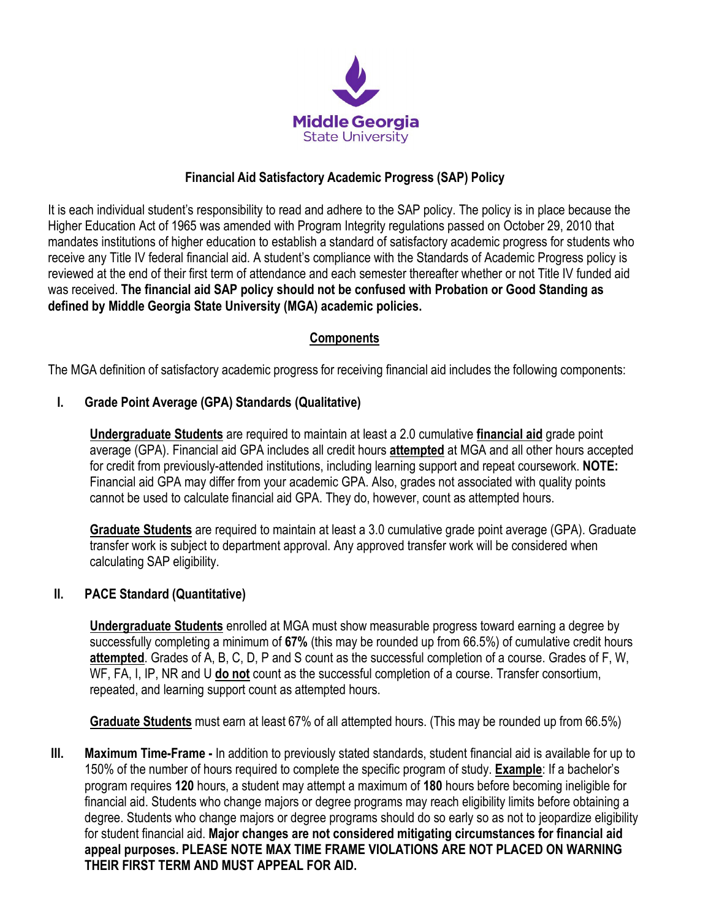# Middle Georgia State University

## Financial Aid Satisfactory Academic Progress (SAP) Policy

It is each individual student's responsibility to read and adhere to the SAP policy. The policy is in place because the Higher Education Act of 1965 was amended with Program Integrity regulations passed on October 29, 2010 that mandates institutions of higher education to establish a standard of satisfactory academic progress for students who receive any Title IV federal financial aid. A student's compliance with the Standards of Academic Progress policy is reviewed at the end of their first term of attendance and each semester thereafter whether or not Title IV funded aid was received. **The financial aid SAP policy should not be confused with Probation or Good Standing as defined by Middle Georgia State University (MGA) academic policies.**

### Components

The MGA definition of satisfactory academic progress for receiving financial aid includes the following components:

**I. Grade Point Average (GPA) Standards (Qualitative)**

**Undergraduate Students** are required to maintain at least a 2.0 cumulative **financial aid** grade point average (GPA). Financial aid GPA includes all credit hours **attempted** at MGA and all other hours accepted for credit from previously-attended institutions, including learning support and repeat coursework. **NOTE:** Financial aid GPA may differ from your academic GPA. Also, grades not associated with quality points cannot be used to calculate financial aid GPA. They do, however, count as attempted hours.

**Graduate Students** are required to maintain at least a 3.0 cumulative grade point average (GPA). Graduate transfer work is subject to department approval. Any approved transfer work will be considered when calculating SAP eligibility.

**II. PACE Standard (Quantitative)**

**Undergraduate Students** enrolled at MGA must show measurable progress toward earning a degree by successfully completing a minimum of **67%** (this may be rounded up from 66.5%) of cumulative credit hours **attempted**. Grades of A, B, C, D, P and S count as the successful completion of a course. Grades of F, W, WF, FA, I, IP, NR and U **do not** count as the successful completion of a course. Transfer consortium, repeated, and learning support count as attempted hours.

**Graduate Students** must earn at least 67% of all attempted hours. (This may be rounded up from 66.5%)

**III. Maximum Time-Frame -** In addition to previously stated standards, student financial aid is available for up to 150% of the number of hours required to complete the specific program of study. **Example**: If a bachelor's program requires **120** hours, a student may attempt a maximum of **180** hours before becoming ineligible for financial aid. Students who change majors or degree programs may reach eligibility limits before obtaining a degree. Students who change majors or degree programs should do so early so as not to jeopardize eligibility for student financial aid. **Major changes are not considered mitigating circumstances for financial aid appeal purposes. PLEASE NOTE MAX TIME FRAME VIOLATIONS ARE NOT PLACED ON WARNING THEIR FIRST TERM AND MUST APPEAL FOR AID.**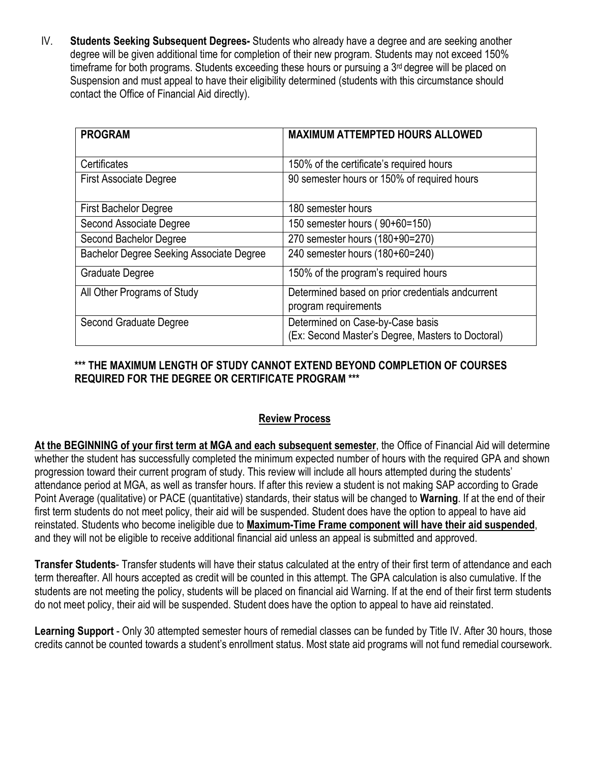IV. **Students Seeking Subsequent Degrees-** Students who already have a degree and are seeking another degree will be given additional time for completion of their new program. Students may not exceed 150% timeframe for both programs. Students exceeding these hours or pursuing a 3rd degree will be placed on Suspension and must appeal to have their eligibility determined (students with this circumstance should contact the Office of Financial Aid directly).

| PROGRAM | MAXIMUM ATTEMPTED HOURS ALLOWED |
|---|---|
| Certificates | 150% of the certificate's required hours |
| First Associate Degree | 90 semester hours or 150% of required hours |
| First Bachelor Degree | 180 semester hours |
| Second Associate Degree | 150 semester hours ( 90+60=150) |
| Second Bachelor Degree | 270 semester hours (180+90=270) |
| Bachelor Degree Seeking Associate Degree | 240 semester hours (180+60=240) |
| Graduate Degree | 150% of the program's required hours |
| All Other Programs of Study | Determined based on prior credentials andcurrent program requirements |
| Second Graduate Degree | Determined on Case-by-Case basis (Ex: Second Master's Degree, Masters to Doctoral) |

**\*\*\* THE MAXIMUM LENGTH OF STUDY CANNOT EXTEND BEYOND COMPLETION OF COURSES REQUIRED FOR THE DEGREE OR CERTIFICATE PROGRAM \*\*\***

## Review Process

**At the BEGINNING of your first term at MGA and each subsequent semester**, the Office of Financial Aid will determine whether the student has successfully completed the minimum expected number of hours with the required GPA and shown progression toward their current program of study. This review will include all hours attempted during the students' attendance period at MGA, as well as transfer hours. If after this review a student is not making SAP according to Grade Point Average (qualitative) or PACE (quantitative) standards, their status will be changed to **Warning**. If at the end of their first term students do not meet policy, their aid will be suspended. Student does have the option to appeal to have aid reinstated. Students who become ineligible due to **Maximum-Time Frame component will have their aid suspended**, and they will not be eligible to receive additional financial aid unless an appeal is submitted and approved.

**Transfer Students**- Transfer students will have their status calculated at the entry of their first term of attendance and each term thereafter. All hours accepted as credit will be counted in this attempt. The GPA calculation is also cumulative. If the students are not meeting the policy, students will be placed on financial aid Warning. If at the end of their first term students do not meet policy, their aid will be suspended. Student does have the option to appeal to have aid reinstated.

**Learning Support** - Only 30 attempted semester hours of remedial classes can be funded by Title IV. After 30 hours, those credits cannot be counted towards a student's enrollment status. Most state aid programs will not fund remedial coursework.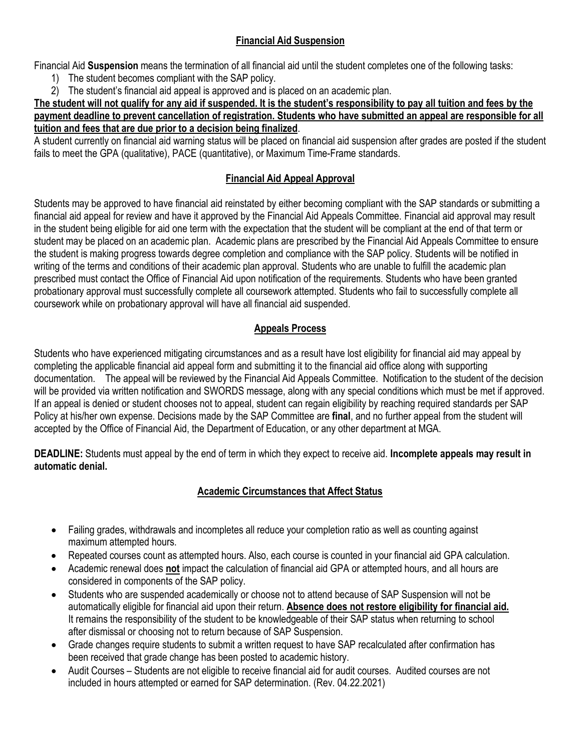## Financial Aid Suspension

Financial Aid **Suspension** means the termination of all financial aid until the student completes one of the following tasks:

1) The student becomes compliant with the SAP policy.
2) The student's financial aid appeal is approved and is placed on an academic plan.

**The student will not qualify for any aid if suspended. It is the student's responsibility to pay all tuition and fees by the payment deadline to prevent cancellation of registration. Students who have submitted an appeal are responsible for all tuition and fees that are due prior to a decision being finalized**.

A student currently on financial aid warning status will be placed on financial aid suspension after grades are posted if the student fails to meet the GPA (qualitative), PACE (quantitative), or Maximum Time-Frame standards.

## Financial Aid Appeal Approval

Students may be approved to have financial aid reinstated by either becoming compliant with the SAP standards or submitting a financial aid appeal for review and have it approved by the Financial Aid Appeals Committee. Financial aid approval may result in the student being eligible for aid one term with the expectation that the student will be compliant at the end of that term or student may be placed on an academic plan. Academic plans are prescribed by the Financial Aid Appeals Committee to ensure the student is making progress towards degree completion and compliance with the SAP policy. Students will be notified in writing of the terms and conditions of their academic plan approval. Students who are unable to fulfill the academic plan prescribed must contact the Office of Financial Aid upon notification of the requirements. Students who have been granted probationary approval must successfully complete all coursework attempted. Students who fail to successfully complete all coursework while on probationary approval will have all financial aid suspended.

## Appeals Process

Students who have experienced mitigating circumstances and as a result have lost eligibility for financial aid may appeal by completing the applicable financial aid appeal form and submitting it to the financial aid office along with supporting documentation. The appeal will be reviewed by the Financial Aid Appeals Committee. Notification to the student of the decision will be provided via written notification and SWORDS message, along with any special conditions which must be met if approved. If an appeal is denied or student chooses not to appeal, student can regain eligibility by reaching required standards per SAP Policy at his/her own expense. Decisions made by the SAP Committee are **final**, and no further appeal from the student will accepted by the Office of Financial Aid, the Department of Education, or any other department at MGA.

**DEADLINE:** Students must appeal by the end of term in which they expect to receive aid. **Incomplete appeals may result in automatic denial.**

## Academic Circumstances that Affect Status

- Failing grades, withdrawals and incompletes all reduce your completion ratio as well as counting against maximum attempted hours.
- Repeated courses count as attempted hours. Also, each course is counted in your financial aid GPA calculation.
- Academic renewal does **not** impact the calculation of financial aid GPA or attempted hours, and all hours are considered in components of the SAP policy.
- Students who are suspended academically or choose not to attend because of SAP Suspension will not be automatically eligible for financial aid upon their return. **Absence does not restore eligibility for financial aid.** It remains the responsibility of the student to be knowledgeable of their SAP status when returning to school after dismissal or choosing not to return because of SAP Suspension.
- Grade changes require students to submit a written request to have SAP recalculated after confirmation has been received that grade change has been posted to academic history.
- Audit Courses – Students are not eligible to receive financial aid for audit courses. Audited courses are not included in hours attempted or earned for SAP determination. (Rev. 04.22.2021)